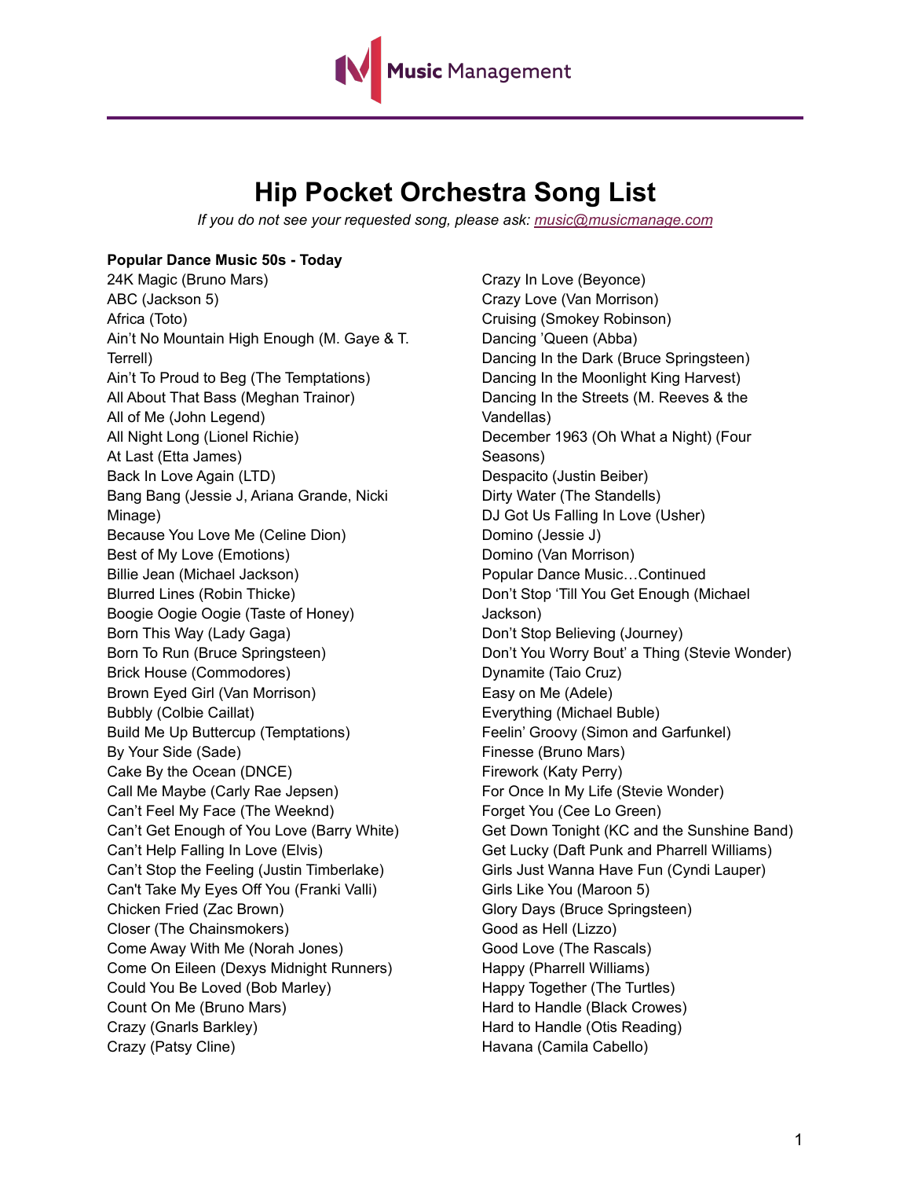# Hip Pocket Orchestra Song List

*If you do not see your requested song, please ask: music@musicmanage.com*

**Popular Dance Music 50s - Today**

24K Magic (Bruno Mars)
ABC (Jackson 5)
Africa (Toto)
Ain't No Mountain High Enough (M. Gaye & T. Terrell)
Ain't To Proud to Beg (The Temptations)
All About That Bass (Meghan Trainor)
All of Me (John Legend)
All Night Long (Lionel Richie)
At Last (Etta James)
Back In Love Again (LTD)
Bang Bang (Jessie J, Ariana Grande, Nicki Minage)
Because You Love Me (Celine Dion)
Best of My Love (Emotions)
Billie Jean (Michael Jackson)
Blurred Lines (Robin Thicke)
Boogie Oogie Oogie (Taste of Honey)
Born This Way (Lady Gaga)
Born To Run (Bruce Springsteen)
Brick House (Commodores)
Brown Eyed Girl (Van Morrison)
Bubbly (Colbie Caillat)
Build Me Up Buttercup (Temptations)
By Your Side (Sade)
Cake By the Ocean (DNCE)
Call Me Maybe (Carly Rae Jepsen)
Can't Feel My Face (The Weeknd)
Can't Get Enough of You Love (Barry White)
Can't Help Falling In Love (Elvis)
Can't Stop the Feeling (Justin Timberlake)
Can't Take My Eyes Off You (Franki Valli)
Chicken Fried (Zac Brown)
Closer (The Chainsmokers)
Come Away With Me (Norah Jones)
Come On Eileen (Dexys Midnight Runners)
Could You Be Loved (Bob Marley)
Count On Me (Bruno Mars)
Crazy (Gnarls Barkley)
Crazy (Patsy Cline)
Crazy In Love (Beyonce)
Crazy Love (Van Morrison)
Cruising (Smokey Robinson)
Dancing 'Queen (Abba)
Dancing In the Dark (Bruce Springsteen)
Dancing In the Moonlight King Harvest)
Dancing In the Streets (M. Reeves & the Vandellas)
December 1963 (Oh What a Night) (Four Seasons)
Despacito (Justin Beiber)
Dirty Water (The Standells)
DJ Got Us Falling In Love (Usher)
Domino (Jessie J)
Domino (Van Morrison)
Popular Dance Music…Continued
Don't Stop 'Till You Get Enough (Michael Jackson)
Don't Stop Believing (Journey)
Don't You Worry Bout' a Thing (Stevie Wonder)
Dynamite (Taio Cruz)
Easy on Me (Adele)
Everything (Michael Buble)
Feelin' Groovy (Simon and Garfunkel)
Finesse (Bruno Mars)
Firework (Katy Perry)
For Once In My Life (Stevie Wonder)
Forget You (Cee Lo Green)
Get Down Tonight (KC and the Sunshine Band)
Get Lucky (Daft Punk and Pharrell Williams)
Girls Just Wanna Have Fun (Cyndi Lauper)
Girls Like You (Maroon 5)
Glory Days (Bruce Springsteen)
Good as Hell (Lizzo)
Good Love (The Rascals)
Happy (Pharrell Williams)
Happy Together (The Turtles)
Hard to Handle (Black Crowes)
Hard to Handle (Otis Reading)
Havana (Camila Cabello)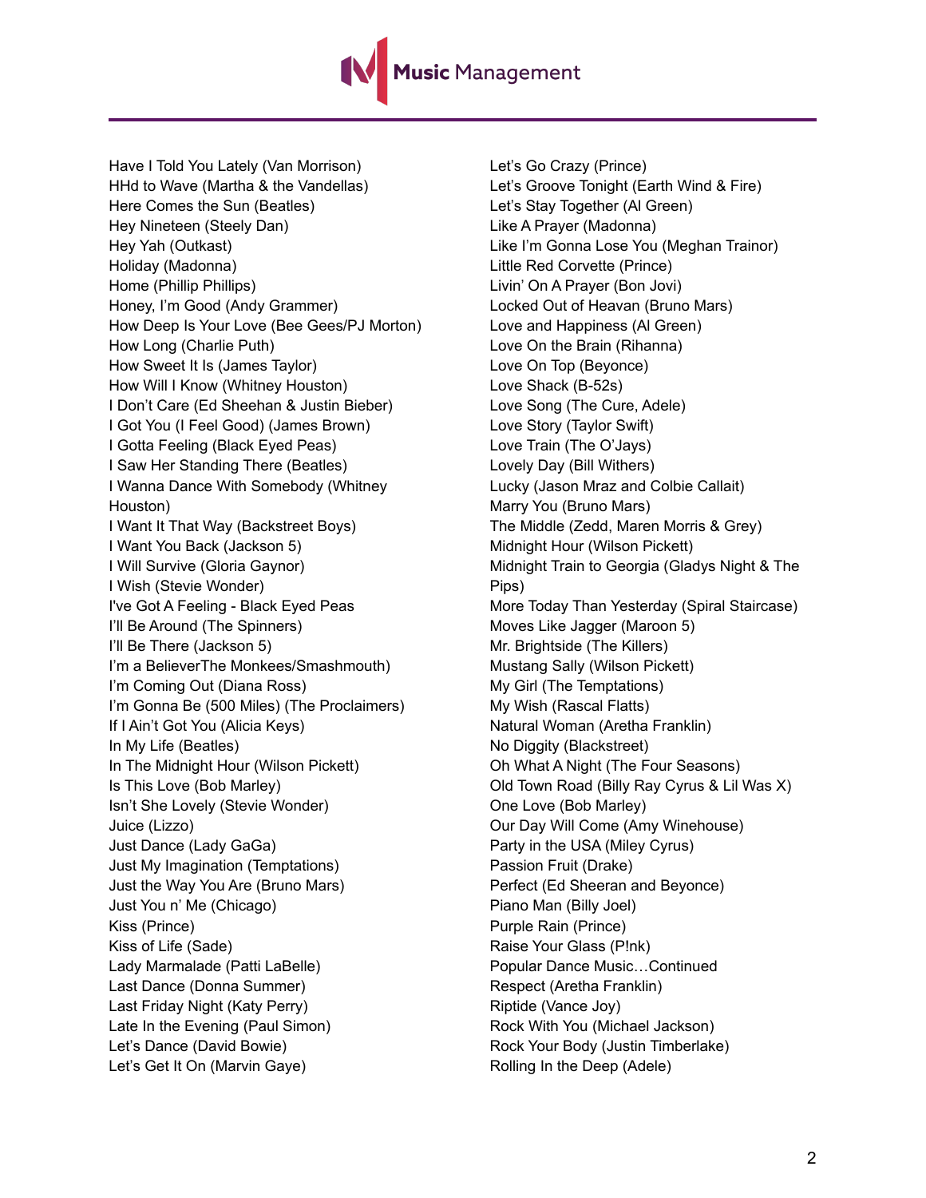Have I Told You Lately (Van Morrison)
HHd to Wave (Martha & the Vandellas)
Here Comes the Sun (Beatles)
Hey Nineteen (Steely Dan)
Hey Yah (Outkast)
Holiday (Madonna)
Home (Phillip Phillips)
Honey, I'm Good (Andy Grammer)
How Deep Is Your Love (Bee Gees/PJ Morton)
How Long (Charlie Puth)
How Sweet It Is (James Taylor)
How Will I Know (Whitney Houston)
I Don't Care (Ed Sheehan & Justin Bieber)
I Got You (I Feel Good) (James Brown)
I Gotta Feeling (Black Eyed Peas)
I Saw Her Standing There (Beatles)
I Wanna Dance With Somebody (Whitney Houston)
I Want It That Way (Backstreet Boys)
I Want You Back (Jackson 5)
I Will Survive (Gloria Gaynor)
I Wish (Stevie Wonder)
I've Got A Feeling - Black Eyed Peas
I'll Be Around (The Spinners)
I'll Be There (Jackson 5)
I'm a BelieverThe Monkees/Smashmouth)
I'm Coming Out (Diana Ross)
I'm Gonna Be (500 Miles) (The Proclaimers)
If I Ain't Got You (Alicia Keys)
In My Life (Beatles)
In The Midnight Hour (Wilson Pickett)
Is This Love (Bob Marley)
Isn't She Lovely (Stevie Wonder)
Juice (Lizzo)
Just Dance (Lady GaGa)
Just My Imagination (Temptations)
Just the Way You Are (Bruno Mars)
Just You n' Me (Chicago)
Kiss (Prince)
Kiss of Life (Sade)
Lady Marmalade (Patti LaBelle)
Last Dance (Donna Summer)
Last Friday Night (Katy Perry)
Late In the Evening (Paul Simon)
Let's Dance (David Bowie)
Let's Get It On (Marvin Gaye)
Let's Go Crazy (Prince)
Let's Groove Tonight (Earth Wind & Fire)
Let's Stay Together (Al Green)
Like A Prayer (Madonna)
Like I'm Gonna Lose You (Meghan Trainor)
Little Red Corvette (Prince)
Livin' On A Prayer (Bon Jovi)
Locked Out of Heavan (Bruno Mars)
Love and Happiness (Al Green)
Love On the Brain (Rihanna)
Love On Top (Beyonce)
Love Shack (B-52s)
Love Song (The Cure, Adele)
Love Story (Taylor Swift)
Love Train (The O'Jays)
Lovely Day (Bill Withers)
Lucky (Jason Mraz and Colbie Callait)
Marry You (Bruno Mars)
The Middle (Zedd, Maren Morris & Grey)
Midnight Hour (Wilson Pickett)
Midnight Train to Georgia (Gladys Night & The Pips)
More Today Than Yesterday (Spiral Staircase)
Moves Like Jagger (Maroon 5)
Mr. Brightside (The Killers)
Mustang Sally (Wilson Pickett)
My Girl (The Temptations)
My Wish (Rascal Flatts)
Natural Woman (Aretha Franklin)
No Diggity (Blackstreet)
Oh What A Night (The Four Seasons)
Old Town Road (Billy Ray Cyrus & Lil Was X)
One Love (Bob Marley)
Our Day Will Come (Amy Winehouse)
Party in the USA (Miley Cyrus)
Passion Fruit (Drake)
Perfect (Ed Sheeran and Beyonce)
Piano Man (Billy Joel)
Purple Rain (Prince)
Raise Your Glass (P!nk)
Popular Dance Music…Continued
Respect (Aretha Franklin)
Riptide (Vance Joy)
Rock With You (Michael Jackson)
Rock Your Body (Justin Timberlake)
Rolling In the Deep (Adele)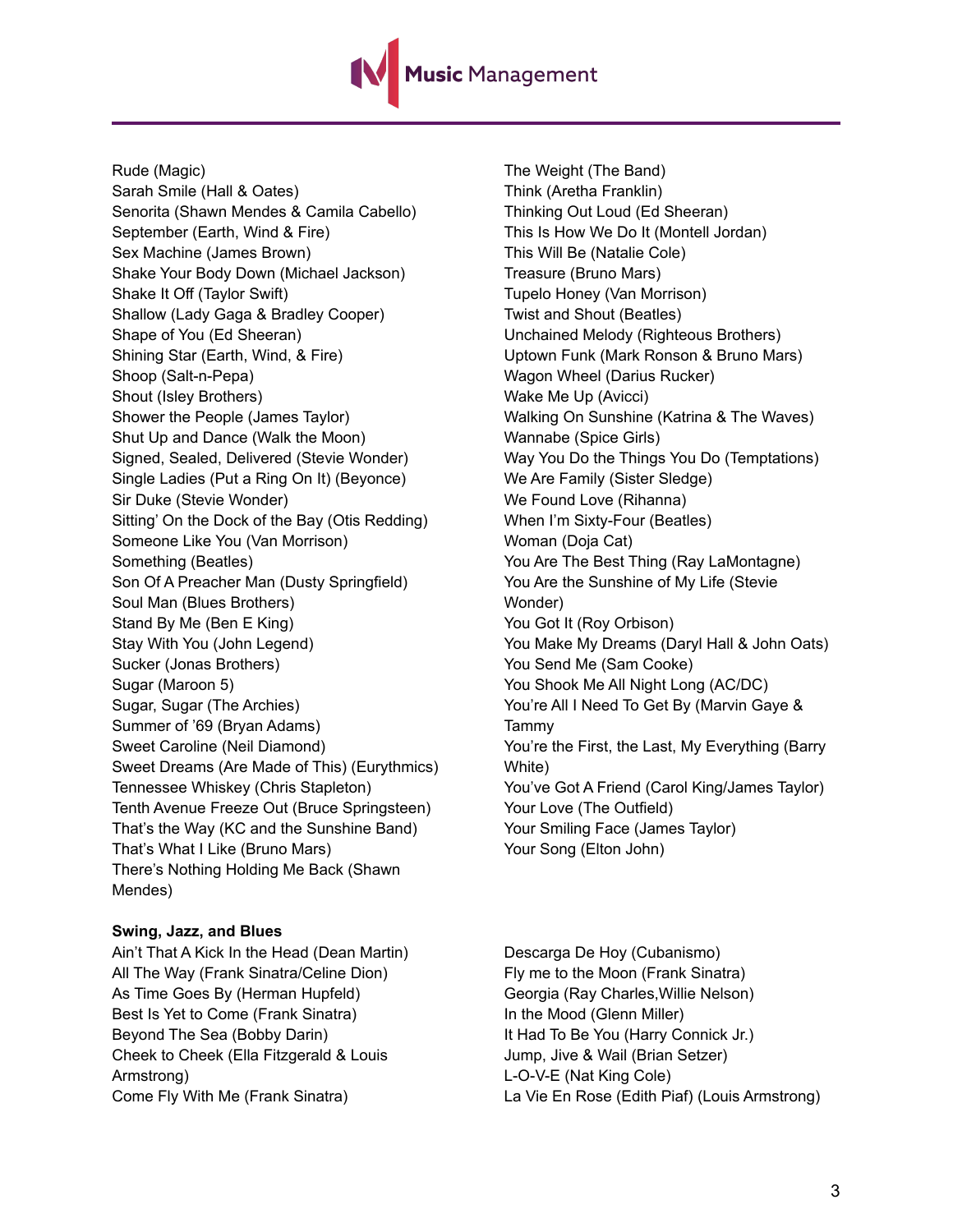Rude (Magic)
Sarah Smile (Hall & Oates)
Senorita (Shawn Mendes & Camila Cabello)
September (Earth, Wind & Fire)
Sex Machine (James Brown)
Shake Your Body Down (Michael Jackson)
Shake It Off (Taylor Swift)
Shallow (Lady Gaga & Bradley Cooper)
Shape of You (Ed Sheeran)
Shining Star (Earth, Wind, & Fire)
Shoop (Salt-n-Pepa)
Shout (Isley Brothers)
Shower the People (James Taylor)
Shut Up and Dance (Walk the Moon)
Signed, Sealed, Delivered (Stevie Wonder)
Single Ladies (Put a Ring On It) (Beyonce)
Sir Duke (Stevie Wonder)
Sitting' On the Dock of the Bay (Otis Redding)
Someone Like You (Van Morrison)
Something (Beatles)
Son Of A Preacher Man (Dusty Springfield)
Soul Man (Blues Brothers)
Stand By Me (Ben E King)
Stay With You (John Legend)
Sucker (Jonas Brothers)
Sugar (Maroon 5)
Sugar, Sugar (The Archies)
Summer of '69 (Bryan Adams)
Sweet Caroline (Neil Diamond)
Sweet Dreams (Are Made of This) (Eurythmics)
Tennessee Whiskey (Chris Stapleton)
Tenth Avenue Freeze Out (Bruce Springsteen)
That's the Way (KC and the Sunshine Band)
That's What I Like (Bruno Mars)
There's Nothing Holding Me Back (Shawn Mendes)
The Weight (The Band)
Think (Aretha Franklin)
Thinking Out Loud (Ed Sheeran)
This Is How We Do It (Montell Jordan)
This Will Be (Natalie Cole)
Treasure (Bruno Mars)
Tupelo Honey (Van Morrison)
Twist and Shout (Beatles)
Unchained Melody (Righteous Brothers)
Uptown Funk (Mark Ronson & Bruno Mars)
Wagon Wheel (Darius Rucker)
Wake Me Up (Avicci)
Walking On Sunshine (Katrina & The Waves)
Wannabe (Spice Girls)
Way You Do the Things You Do (Temptations)
We Are Family (Sister Sledge)
We Found Love (Rihanna)
When I'm Sixty-Four (Beatles)
Woman (Doja Cat)
You Are The Best Thing (Ray LaMontagne)
You Are the Sunshine of My Life (Stevie Wonder)
You Got It (Roy Orbison)
You Make My Dreams (Daryl Hall & John Oats)
You Send Me (Sam Cooke)
You Shook Me All Night Long (AC/DC)
You're All I Need To Get By (Marvin Gaye & Tammy
You're the First, the Last, My Everything (Barry White)
You've Got A Friend (Carol King/James Taylor)
Your Love (The Outfield)
Your Smiling Face (James Taylor)
Your Song (Elton John)

**Swing, Jazz, and Blues**

Ain't That A Kick In the Head (Dean Martin)
All The Way (Frank Sinatra/Celine Dion)
As Time Goes By (Herman Hupfeld)
Best Is Yet to Come (Frank Sinatra)
Beyond The Sea (Bobby Darin)
Cheek to Cheek (Ella Fitzgerald & Louis Armstrong)
Come Fly With Me (Frank Sinatra)
Descarga De Hoy (Cubanismo)
Fly me to the Moon (Frank Sinatra)
Georgia (Ray Charles,Willie Nelson)
In the Mood (Glenn Miller)
It Had To Be You (Harry Connick Jr.)
Jump, Jive & Wail (Brian Setzer)
L-O-V-E (Nat King Cole)
La Vie En Rose (Edith Piaf) (Louis Armstrong)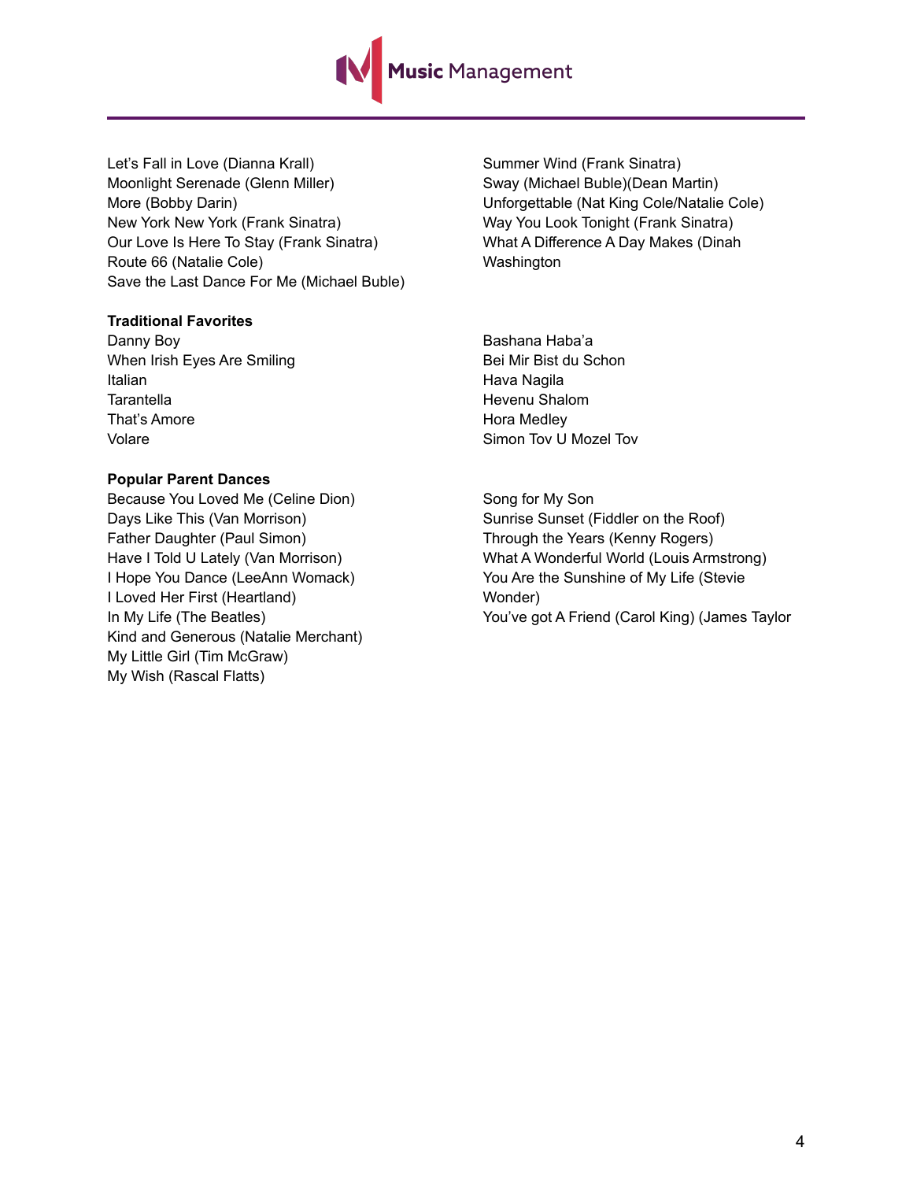Let's Fall in Love (Dianna Krall)
Moonlight Serenade (Glenn Miller)
More (Bobby Darin)
New York New York (Frank Sinatra)
Our Love Is Here To Stay (Frank Sinatra)
Route 66 (Natalie Cole)
Save the Last Dance For Me (Michael Buble)
Summer Wind (Frank Sinatra)
Sway (Michael Buble)(Dean Martin)
Unforgettable (Nat King Cole/Natalie Cole)
Way You Look Tonight (Frank Sinatra)
What A Difference A Day Makes (Dinah Washington

**Traditional Favorites**

Danny Boy
When Irish Eyes Are Smiling
Italian
Tarantella
That's Amore
Volare

Bashana Haba'a
Bei Mir Bist du Schon
Hava Nagila
Hevenu Shalom
Hora Medley
Simon Tov U Mozel Tov

**Popular Parent Dances**

Because You Loved Me (Celine Dion)
Days Like This (Van Morrison)
Father Daughter (Paul Simon)
Have I Told U Lately (Van Morrison)
I Hope You Dance (LeeAnn Womack)
I Loved Her First (Heartland)
In My Life (The Beatles)
Kind and Generous (Natalie Merchant)
My Little Girl (Tim McGraw)
My Wish (Rascal Flatts)
Song for My Son
Sunrise Sunset (Fiddler on the Roof)
Through the Years (Kenny Rogers)
What A Wonderful World (Louis Armstrong)
You Are the Sunshine of My Life (Stevie Wonder)
You've got A Friend (Carol King) (James Taylor